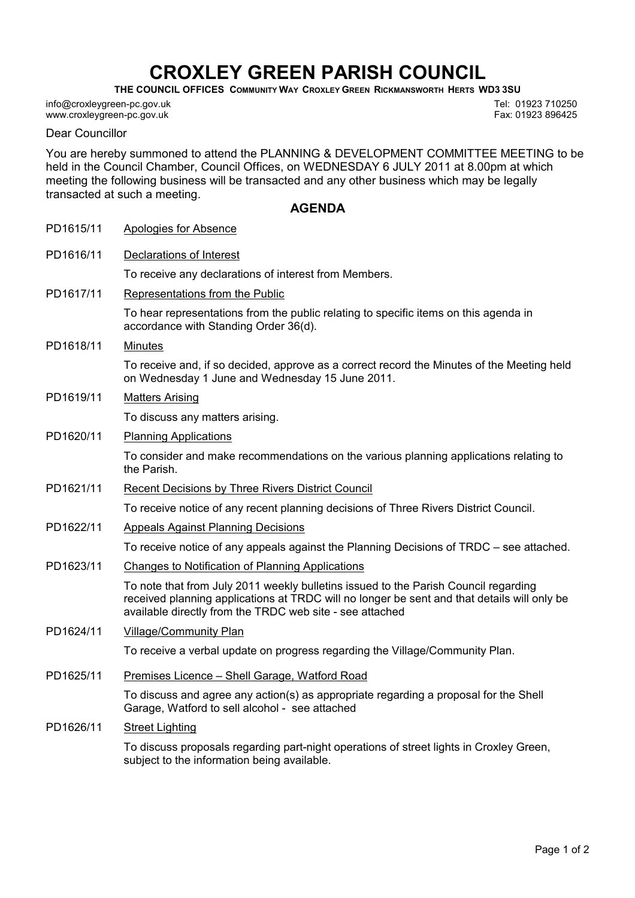# CROXLEY GREEN PARISH COUNCIL

**THE COUNCIL OFFICES COMMUNITY WAY CROXLEY GREEN RICKMANSWORTH HERTS WD3 3SU**

info@croxleygreen-pc.gov.uk
www.croxleygreen-pc.gov.uk

Tel: 01923 710250
Fax: 01923 896425

Dear Councillor

You are hereby summoned to attend the PLANNING & DEVELOPMENT COMMITTEE MEETING to be held in the Council Chamber, Council Offices, on WEDNESDAY 6 JULY 2011 at 8.00pm at which meeting the following business will be transacted and any other business which may be legally transacted at such a meeting.

## AGENDA

**PD1615/11** Apologies for Absence

**PD1616/11** Declarations of Interest

To receive any declarations of interest from Members.

**PD1617/11** Representations from the Public

To hear representations from the public relating to specific items on this agenda in accordance with Standing Order 36(d).

**PD1618/11** Minutes

To receive and, if so decided, approve as a correct record the Minutes of the Meeting held on Wednesday 1 June and Wednesday 15 June 2011.

**PD1619/11** Matters Arising

To discuss any matters arising.

**PD1620/11** Planning Applications

To consider and make recommendations on the various planning applications relating to the Parish.

**PD1621/11** Recent Decisions by Three Rivers District Council

To receive notice of any recent planning decisions of Three Rivers District Council.

**PD1622/11** Appeals Against Planning Decisions

To receive notice of any appeals against the Planning Decisions of TRDC – see attached.

**PD1623/11** Changes to Notification of Planning Applications

To note that from July 2011 weekly bulletins issued to the Parish Council regarding received planning applications at TRDC will no longer be sent and that details will only be available directly from the TRDC web site - see attached

**PD1624/11** Village/Community Plan

To receive a verbal update on progress regarding the Village/Community Plan.

**PD1625/11** Premises Licence – Shell Garage, Watford Road

To discuss and agree any action(s) as appropriate regarding a proposal for the Shell Garage, Watford to sell alcohol - see attached

**PD1626/11** Street Lighting

To discuss proposals regarding part-night operations of street lights in Croxley Green, subject to the information being available.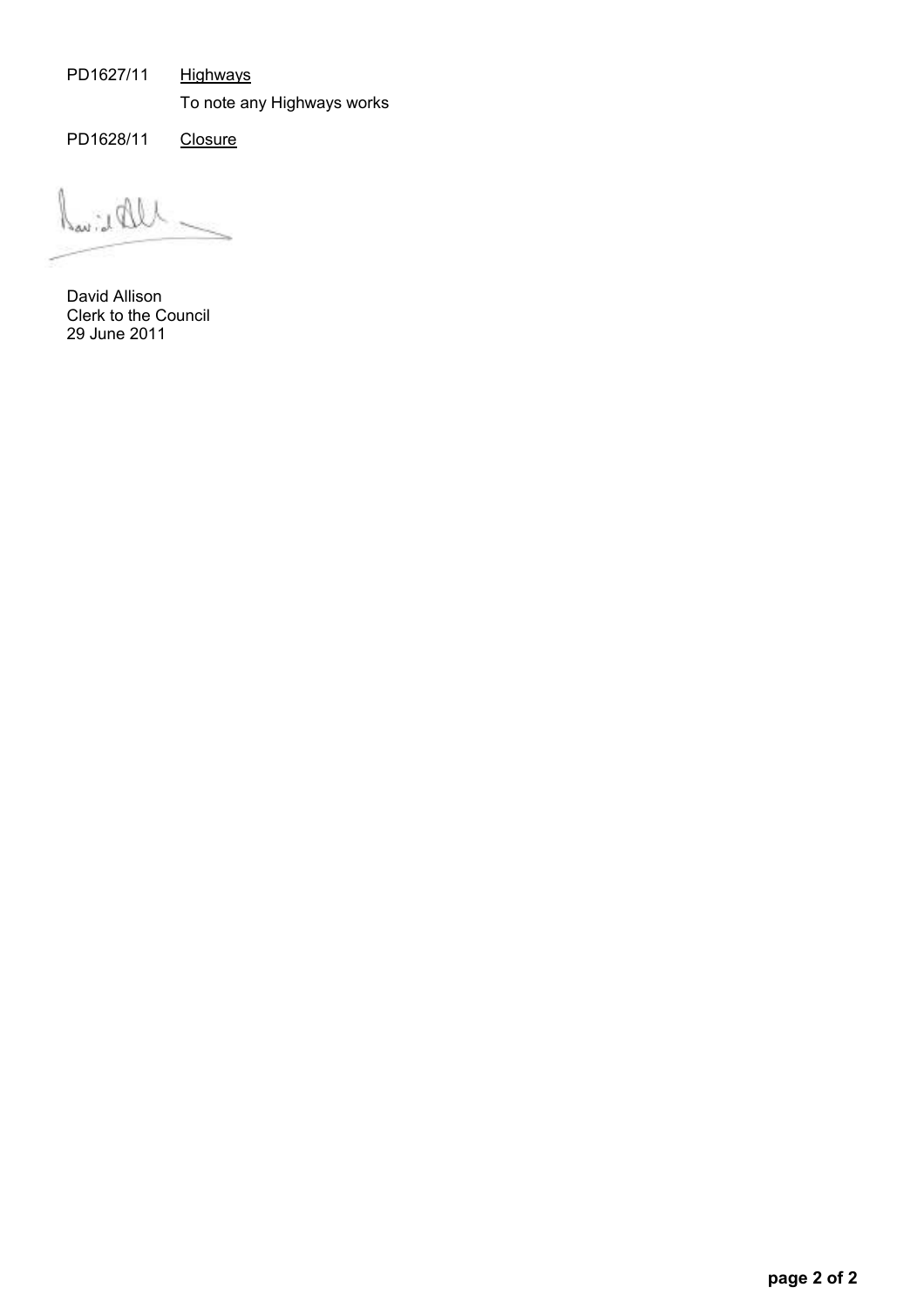PD1627/11 <u>Highways</u>

To note any Highways works

PD1628/11 <u>Closure</u>

David Allison
Clerk to the Council
29 June 2011